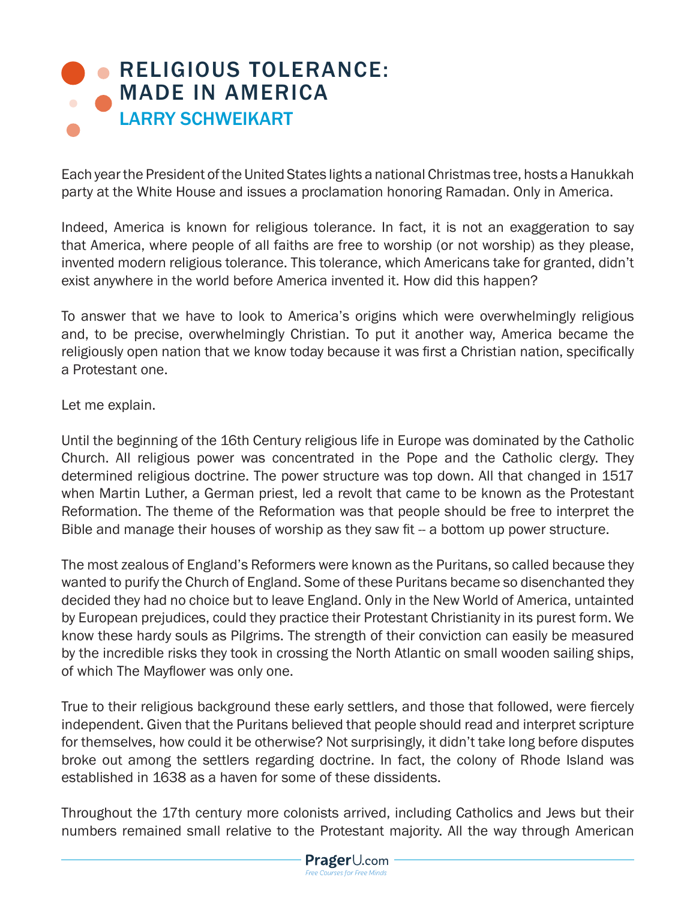# RELIGIOUS TOLERANCE: MADE IN AMERICA

## LARRY SCHWEIKART

Each year the President of the United States lights a national Christmas tree, hosts a Hanukkah party at the White House and issues a proclamation honoring Ramadan. Only in America.

Indeed, America is known for religious tolerance. In fact, it is not an exaggeration to say that America, where people of all faiths are free to worship (or not worship) as they please, invented modern religious tolerance. This tolerance, which Americans take for granted, didn't exist anywhere in the world before America invented it. How did this happen?

To answer that we have to look to America's origins which were overwhelmingly religious and, to be precise, overwhelmingly Christian. To put it another way, America became the religiously open nation that we know today because it was first a Christian nation, specifically a Protestant one.

Let me explain.

Until the beginning of the 16th Century religious life in Europe was dominated by the Catholic Church. All religious power was concentrated in the Pope and the Catholic clergy. They determined religious doctrine. The power structure was top down. All that changed in 1517 when Martin Luther, a German priest, led a revolt that came to be known as the Protestant Reformation. The theme of the Reformation was that people should be free to interpret the Bible and manage their houses of worship as they saw fit -- a bottom up power structure.

The most zealous of England's Reformers were known as the Puritans, so called because they wanted to purify the Church of England. Some of these Puritans became so disenchanted they decided they had no choice but to leave England. Only in the New World of America, untainted by European prejudices, could they practice their Protestant Christianity in its purest form. We know these hardy souls as Pilgrims. The strength of their conviction can easily be measured by the incredible risks they took in crossing the North Atlantic on small wooden sailing ships, of which The Mayflower was only one.

True to their religious background these early settlers, and those that followed, were fiercely independent. Given that the Puritans believed that people should read and interpret scripture for themselves, how could it be otherwise? Not surprisingly, it didn't take long before disputes broke out among the settlers regarding doctrine. In fact, the colony of Rhode Island was established in 1638 as a haven for some of these dissidents.

Throughout the 17th century more colonists arrived, including Catholics and Jews but their numbers remained small relative to the Protestant majority. All the way through American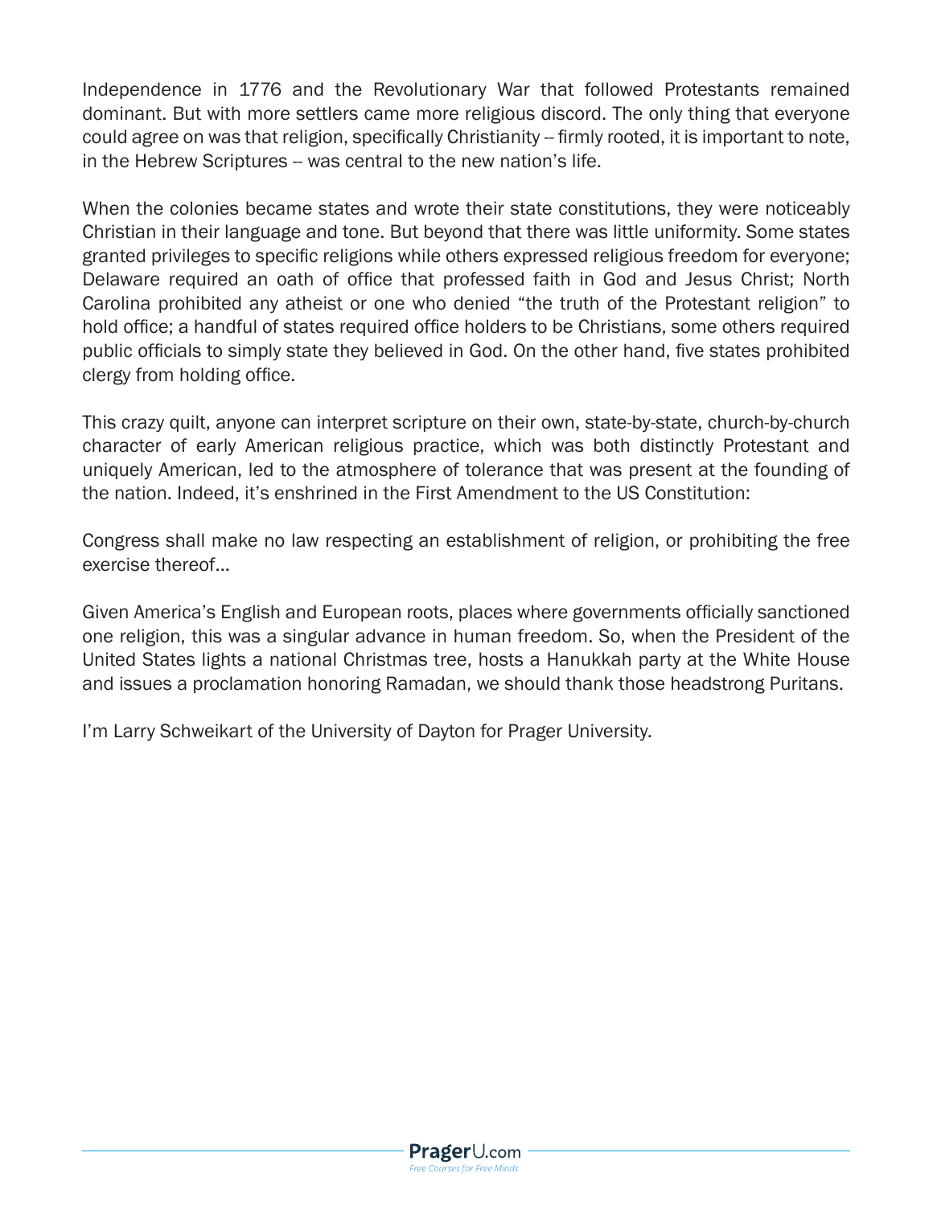Independence in 1776 and the Revolutionary War that followed Protestants remained dominant. But with more settlers came more religious discord. The only thing that everyone could agree on was that religion, specifically Christianity -- firmly rooted, it is important to note, in the Hebrew Scriptures -- was central to the new nation's life.

When the colonies became states and wrote their state constitutions, they were noticeably Christian in their language and tone. But beyond that there was little uniformity. Some states granted privileges to specific religions while others expressed religious freedom for everyone; Delaware required an oath of office that professed faith in God and Jesus Christ; North Carolina prohibited any atheist or one who denied "the truth of the Protestant religion" to hold office; a handful of states required office holders to be Christians, some others required public officials to simply state they believed in God. On the other hand, five states prohibited clergy from holding office.

This crazy quilt, anyone can interpret scripture on their own, state-by-state, church-by-church character of early American religious practice, which was both distinctly Protestant and uniquely American, led to the atmosphere of tolerance that was present at the founding of the nation. Indeed, it's enshrined in the First Amendment to the US Constitution:

Congress shall make no law respecting an establishment of religion, or prohibiting the free exercise thereof…

Given America's English and European roots, places where governments officially sanctioned one religion, this was a singular advance in human freedom. So, when the President of the United States lights a national Christmas tree, hosts a Hanukkah party at the White House and issues a proclamation honoring Ramadan, we should thank those headstrong Puritans.

I'm Larry Schweikart of the University of Dayton for Prager University.